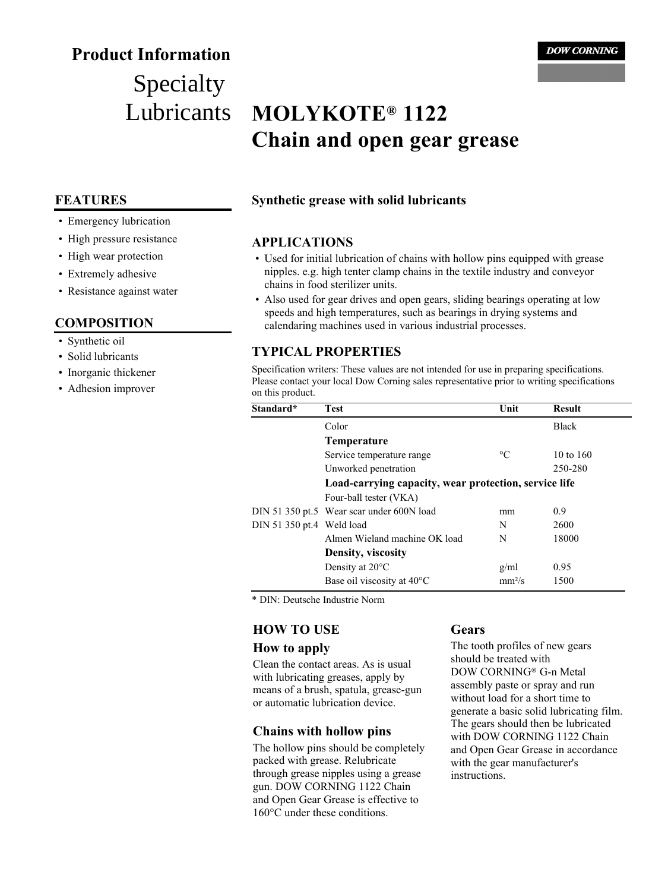# Product Information

## Specialty Lubricants

DOW CORNING

# MOLYKOTE® 1122 Chain and open gear grease

### FEATURES

- Emergency lubrication
- High pressure resistance
- High wear protection
- Extremely adhesive
- Resistance against water

### COMPOSITION

- Synthetic oil
- Solid lubricants
- Inorganic thickener
- Adhesion improver

**Synthetic grease with solid lubricants**

### APPLICATIONS

- Used for initial lubrication of chains with hollow pins equipped with grease nipples. e.g. high tenter clamp chains in the textile industry and conveyor chains in food sterilizer units.
- Also used for gear drives and open gears, sliding bearings operating at low speeds and high temperatures, such as bearings in drying systems and calendaring machines used in various industrial processes.

### TYPICAL PROPERTIES

Specification writers: These values are not intended for use in preparing specifications. Please contact your local Dow Corning sales representative prior to writing specifications on this product.

| Standard* | Test | Unit | Result |
|---|---|---|---|
| | Color | | Black |
| | **Temperature** | | |
| | Service temperature range | °C | 10 to 160 |
| | Unworked penetration | | 250-280 |
| | **Load-carrying capacity, wear protection, service life** | | |
| | Four-ball tester (VKA) | | |
| DIN 51 350 pt.5 | Wear scar under 600N load | mm | 0.9 |
| DIN 51 350 pt.4 | Weld load | N | 2600 |
| | Almen Wieland machine OK load | N | 18000 |
| | **Density, viscosity** | | |
| | Density at 20°C | g/ml | 0.95 |
| | Base oil viscosity at 40°C | $mm^2/s$ | 1500 |

\* DIN: Deutsche Industrie Norm

### HOW TO USE

#### How to apply

Clean the contact areas. As is usual with lubricating greases, apply by means of a brush, spatula, grease-gun or automatic lubrication device.

#### Chains with hollow pins

The hollow pins should be completely packed with grease. Relubricate through grease nipples using a grease gun. DOW CORNING 1122 Chain and Open Gear Grease is effective to 160°C under these conditions.

#### Gears

The tooth profiles of new gears should be treated with DOW CORNING® G-n Metal assembly paste or spray and run without load for a short time to generate a basic solid lubricating film. The gears should then be lubricated with DOW CORNING 1122 Chain and Open Gear Grease in accordance with the gear manufacturer's instructions.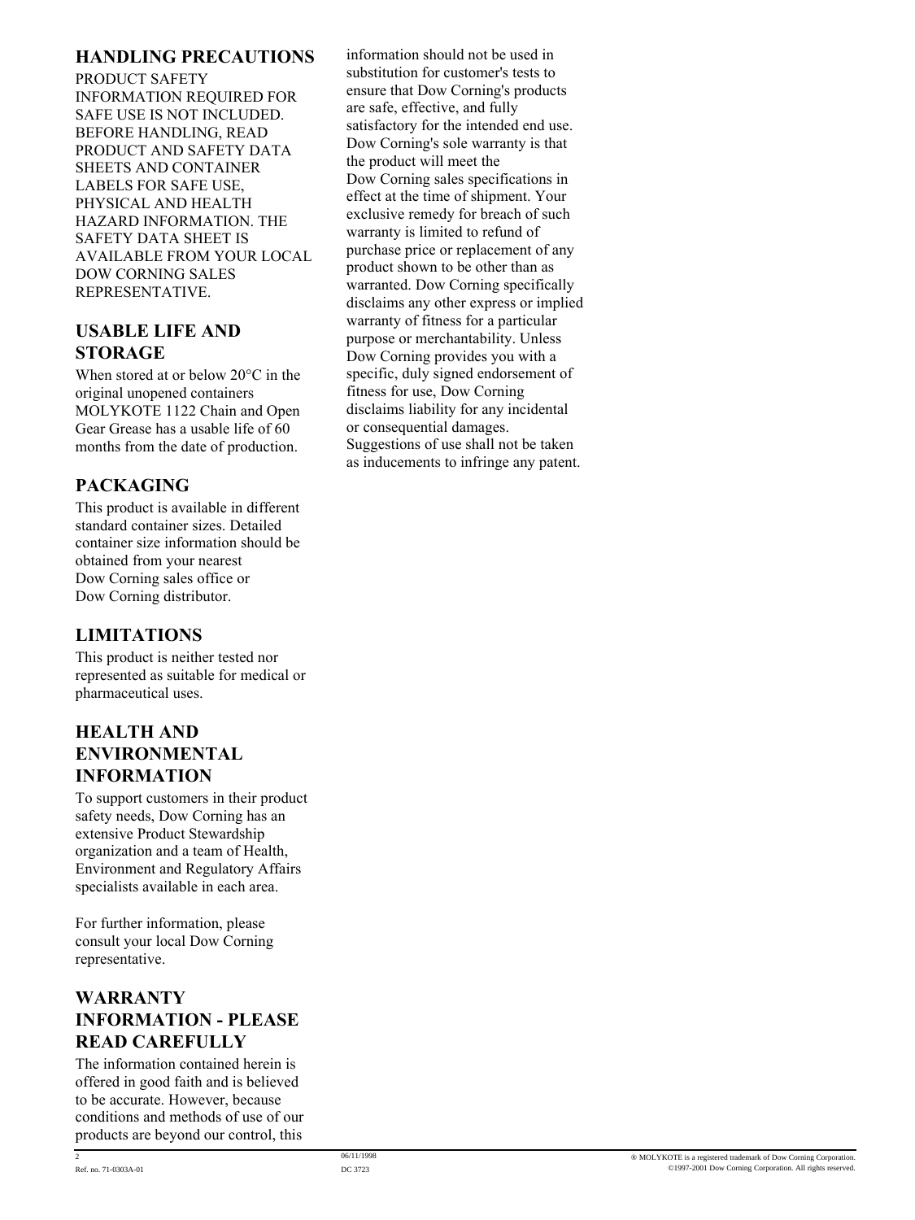## HANDLING PRECAUTIONS

PRODUCT SAFETY INFORMATION REQUIRED FOR SAFE USE IS NOT INCLUDED. BEFORE HANDLING, READ PRODUCT AND SAFETY DATA SHEETS AND CONTAINER LABELS FOR SAFE USE, PHYSICAL AND HEALTH HAZARD INFORMATION. THE SAFETY DATA SHEET IS AVAILABLE FROM YOUR LOCAL DOW CORNING SALES REPRESENTATIVE.

## USABLE LIFE AND STORAGE

When stored at or below 20°C in the original unopened containers MOLYKOTE 1122 Chain and Open Gear Grease has a usable life of 60 months from the date of production.

## PACKAGING

This product is available in different standard container sizes. Detailed container size information should be obtained from your nearest Dow Corning sales office or Dow Corning distributor.

## LIMITATIONS

This product is neither tested nor represented as suitable for medical or pharmaceutical uses.

## HEALTH AND ENVIRONMENTAL INFORMATION

To support customers in their product safety needs, Dow Corning has an extensive Product Stewardship organization and a team of Health, Environment and Regulatory Affairs specialists available in each area.

For further information, please consult your local Dow Corning representative.

## WARRANTY INFORMATION - PLEASE READ CAREFULLY

The information contained herein is offered in good faith and is believed to be accurate. However, because conditions and methods of use of our products are beyond our control, this information should not be used in substitution for customer's tests to ensure that Dow Corning's products are safe, effective, and fully satisfactory for the intended end use. Dow Corning's sole warranty is that the product will meet the Dow Corning sales specifications in effect at the time of shipment. Your exclusive remedy for breach of such warranty is limited to refund of purchase price or replacement of any product shown to be other than as warranted. Dow Corning specifically disclaims any other express or implied warranty of fitness for a particular purpose or merchantability. Unless Dow Corning provides you with a specific, duly signed endorsement of fitness for use, Dow Corning disclaims liability for any incidental or consequential damages. Suggestions of use shall not be taken as inducements to infringe any patent.

Ref. no. 71-0303A-01 06/11/1998 DC 3723

® MOLYKOTE is a registered trademark of Dow Corning Corporation.
©1997-2001 Dow Corning Corporation. All rights reserved.